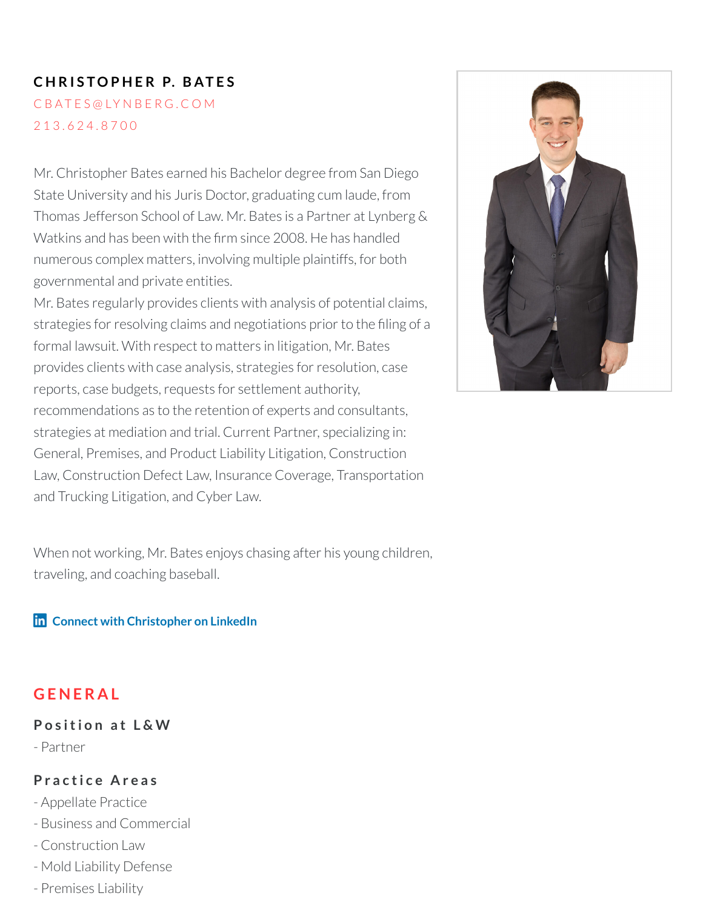# CHRISTOPHER P. BATES

CBATES@LYNBERG.COM

213.624.8700

Mr. Christopher Bates earned his Bachelor degree from San Diego State University and his Juris Doctor, graduating cum laude, from Thomas Jefferson School of Law. Mr. Bates is a Partner at Lynberg & Watkins and has been with the firm since 2008. He has handled numerous complex matters, involving multiple plaintiffs, for both governmental and private entities.

Mr. Bates regularly provides clients with analysis of potential claims, strategies for resolving claims and negotiations prior to the filing of a formal lawsuit. With respect to matters in litigation, Mr. Bates provides clients with case analysis, strategies for resolution, case reports, case budgets, requests for settlement authority, recommendations as to the retention of experts and consultants, strategies at mediation and trial. Current Partner, specializing in: General, Premises, and Product Liability Litigation, Construction Law, Construction Defect Law, Insurance Coverage, Transportation and Trucking Litigation, and Cyber Law.

When not working, Mr. Bates enjoys chasing after his young children, traveling, and coaching baseball.

**Connect with Christopher on LinkedIn**

## GENERAL

### Position at L&W

- Partner

### Practice Areas

- Appellate Practice
- Business and Commercial
- Construction Law
- Mold Liability Defense
- Premises Liability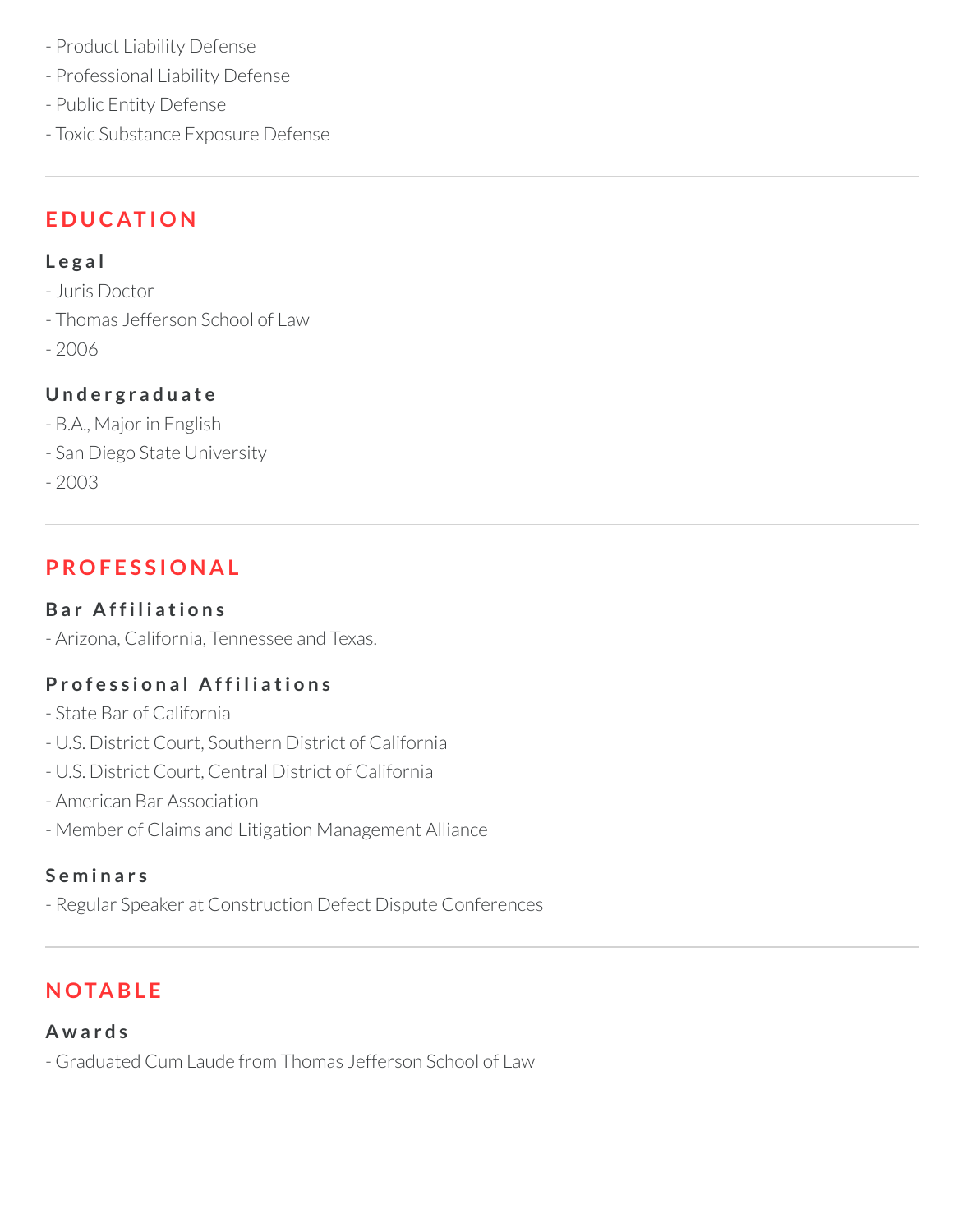- Product Liability Defense
- Professional Liability Defense
- Public Entity Defense
- Toxic Substance Exposure Defense

---

## EDUCATION

### Legal

- Juris Doctor
- Thomas Jefferson School of Law
- 2006

### Undergraduate

- B.A., Major in English
- San Diego State University
- 2003

---

## PROFESSIONAL

### Bar Affiliations

- Arizona, California, Tennessee and Texas.

### Professional Affiliations

- State Bar of California
- U.S. District Court, Southern District of California
- U.S. District Court, Central District of California
- American Bar Association
- Member of Claims and Litigation Management Alliance

### Seminars

- Regular Speaker at Construction Defect Dispute Conferences

---

## NOTABLE

### Awards

- Graduated Cum Laude from Thomas Jefferson School of Law